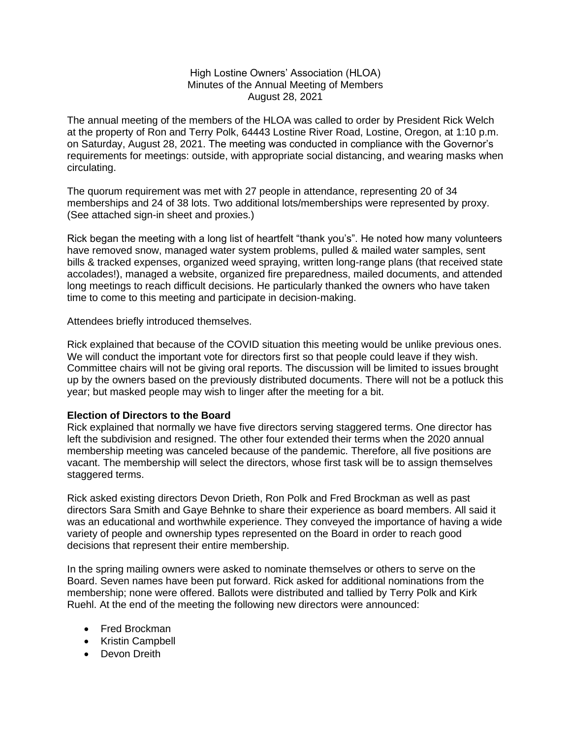High Lostine Owners' Association (HLOA)
Minutes of the Annual Meeting of Members
August 28, 2021

The annual meeting of the members of the HLOA was called to order by President Rick Welch at the property of Ron and Terry Polk, 64443 Lostine River Road, Lostine, Oregon, at 1:10 p.m. on Saturday, August 28, 2021. The meeting was conducted in compliance with the Governor's requirements for meetings: outside, with appropriate social distancing, and wearing masks when circulating.

The quorum requirement was met with 27 people in attendance, representing 20 of 34 memberships and 24 of 38 lots. Two additional lots/memberships were represented by proxy. (See attached sign-in sheet and proxies.)

Rick began the meeting with a long list of heartfelt "thank you's". He noted how many volunteers have removed snow, managed water system problems, pulled & mailed water samples, sent bills & tracked expenses, organized weed spraying, written long-range plans (that received state accolades!), managed a website, organized fire preparedness, mailed documents, and attended long meetings to reach difficult decisions. He particularly thanked the owners who have taken time to come to this meeting and participate in decision-making.

Attendees briefly introduced themselves.

Rick explained that because of the COVID situation this meeting would be unlike previous ones. We will conduct the important vote for directors first so that people could leave if they wish. Committee chairs will not be giving oral reports. The discussion will be limited to issues brought up by the owners based on the previously distributed documents. There will not be a potluck this year; but masked people may wish to linger after the meeting for a bit.

**Election of Directors to the Board**

Rick explained that normally we have five directors serving staggered terms. One director has left the subdivision and resigned. The other four extended their terms when the 2020 annual membership meeting was canceled because of the pandemic. Therefore, all five positions are vacant. The membership will select the directors, whose first task will be to assign themselves staggered terms.

Rick asked existing directors Devon Drieth, Ron Polk and Fred Brockman as well as past directors Sara Smith and Gaye Behnke to share their experience as board members. All said it was an educational and worthwhile experience. They conveyed the importance of having a wide variety of people and ownership types represented on the Board in order to reach good decisions that represent their entire membership.

In the spring mailing owners were asked to nominate themselves or others to serve on the Board. Seven names have been put forward. Rick asked for additional nominations from the membership; none were offered. Ballots were distributed and tallied by Terry Polk and Kirk Ruehl. At the end of the meeting the following new directors were announced:

- Fred Brockman
- Kristin Campbell
- Devon Dreith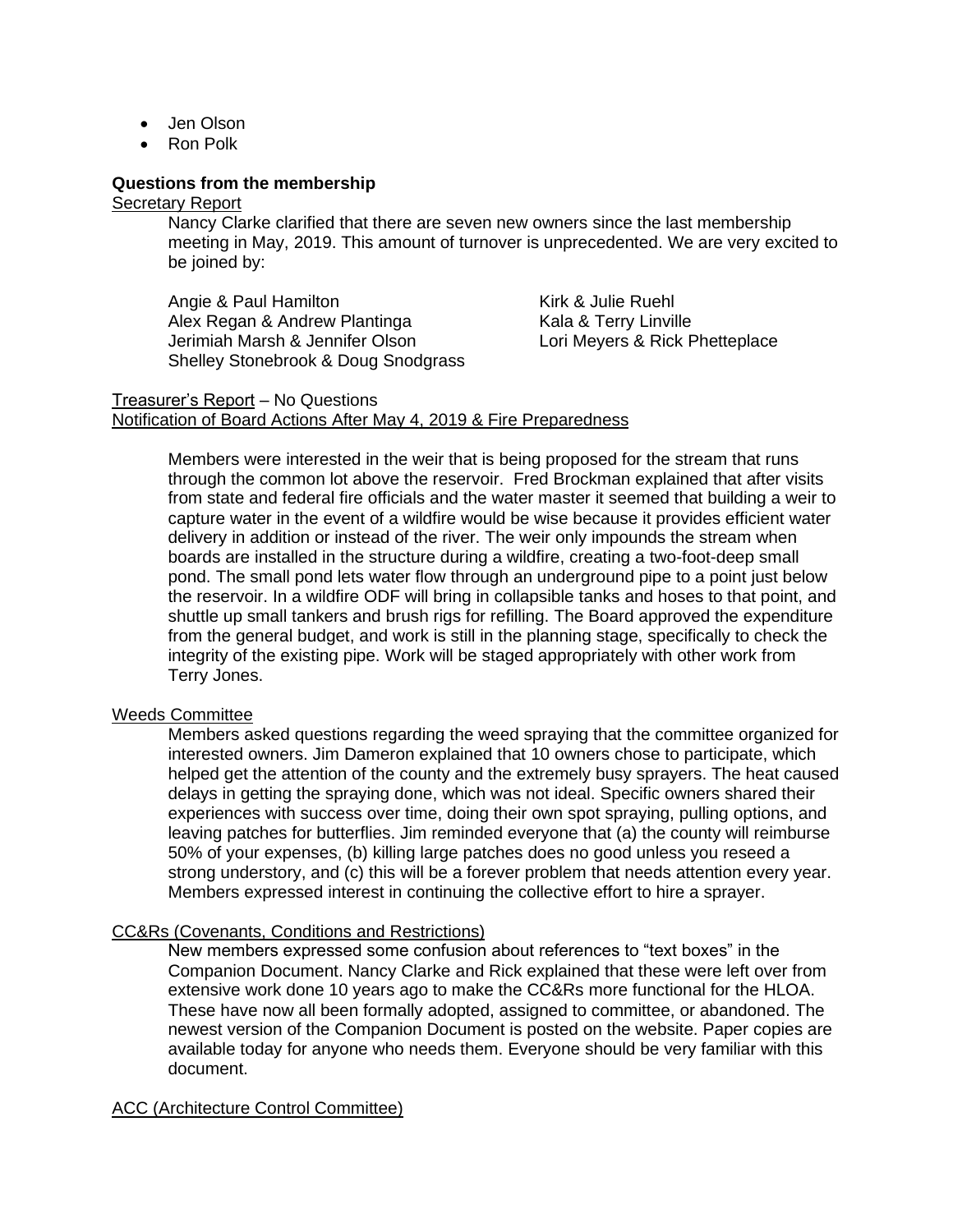- Jen Olson
- Ron Polk

**Questions from the membership**

Secretary Report

Nancy Clarke clarified that there are seven new owners since the last membership meeting in May, 2019. This amount of turnover is unprecedented. We are very excited to be joined by:

Angie & Paul Hamilton
Alex Regan & Andrew Plantinga
Jerimiah Marsh & Jennifer Olson
Shelley Stonebrook & Doug Snodgrass
Kirk & Julie Ruehl
Kala & Terry Linville
Lori Meyers & Rick Phetteplace

Treasurer's Report – No Questions

Notification of Board Actions After May 4, 2019 & Fire Preparedness

Members were interested in the weir that is being proposed for the stream that runs through the common lot above the reservoir. Fred Brockman explained that after visits from state and federal fire officials and the water master it seemed that building a weir to capture water in the event of a wildfire would be wise because it provides efficient water delivery in addition or instead of the river. The weir only impounds the stream when boards are installed in the structure during a wildfire, creating a two-foot-deep small pond. The small pond lets water flow through an underground pipe to a point just below the reservoir. In a wildfire ODF will bring in collapsible tanks and hoses to that point, and shuttle up small tankers and brush rigs for refilling. The Board approved the expenditure from the general budget, and work is still in the planning stage, specifically to check the integrity of the existing pipe. Work will be staged appropriately with other work from Terry Jones.

Weeds Committee

Members asked questions regarding the weed spraying that the committee organized for interested owners. Jim Dameron explained that 10 owners chose to participate, which helped get the attention of the county and the extremely busy sprayers. The heat caused delays in getting the spraying done, which was not ideal. Specific owners shared their experiences with success over time, doing their own spot spraying, pulling options, and leaving patches for butterflies. Jim reminded everyone that (a) the county will reimburse 50% of your expenses, (b) killing large patches does no good unless you reseed a strong understory, and (c) this will be a forever problem that needs attention every year. Members expressed interest in continuing the collective effort to hire a sprayer.

CC&Rs (Covenants, Conditions and Restrictions)

New members expressed some confusion about references to "text boxes" in the Companion Document. Nancy Clarke and Rick explained that these were left over from extensive work done 10 years ago to make the CC&Rs more functional for the HLOA. These have now all been formally adopted, assigned to committee, or abandoned. The newest version of the Companion Document is posted on the website. Paper copies are available today for anyone who needs them. Everyone should be very familiar with this document.

ACC (Architecture Control Committee)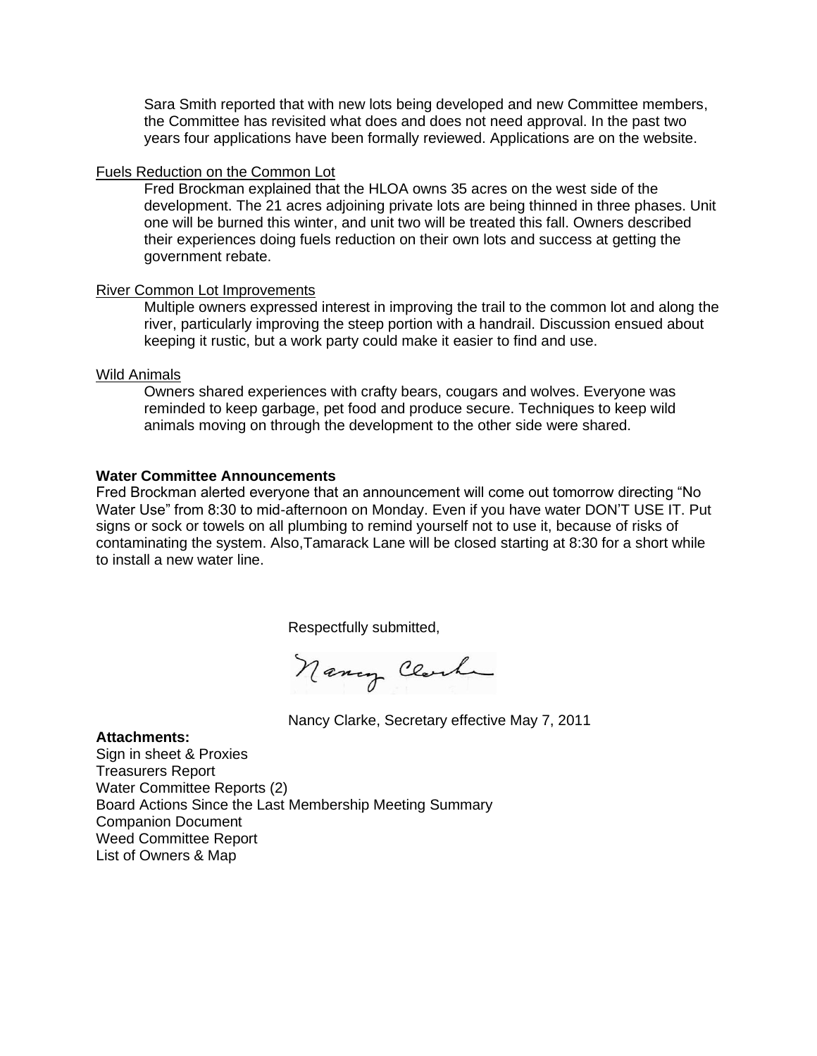Sara Smith reported that with new lots being developed and new Committee members, the Committee has revisited what does and does not need approval. In the past two years four applications have been formally reviewed. Applications are on the website.

Fuels Reduction on the Common Lot

Fred Brockman explained that the HLOA owns 35 acres on the west side of the development. The 21 acres adjoining private lots are being thinned in three phases. Unit one will be burned this winter, and unit two will be treated this fall. Owners described their experiences doing fuels reduction on their own lots and success at getting the government rebate.

River Common Lot Improvements

Multiple owners expressed interest in improving the trail to the common lot and along the river, particularly improving the steep portion with a handrail. Discussion ensued about keeping it rustic, but a work party could make it easier to find and use.

Wild Animals

Owners shared experiences with crafty bears, cougars and wolves. Everyone was reminded to keep garbage, pet food and produce secure. Techniques to keep wild animals moving on through the development to the other side were shared.

**Water Committee Announcements**

Fred Brockman alerted everyone that an announcement will come out tomorrow directing "No Water Use" from 8:30 to mid-afternoon on Monday. Even if you have water DON'T USE IT. Put signs or sock or towels on all plumbing to remind yourself not to use it, because of risks of contaminating the system. Also,Tamarack Lane will be closed starting at 8:30 for a short while to install a new water line.

Respectfully submitted,

Nancy Clarke

Nancy Clarke, Secretary effective May 7, 2011

**Attachments:**

Sign in sheet & Proxies
Treasurers Report
Water Committee Reports (2)
Board Actions Since the Last Membership Meeting Summary
Companion Document
Weed Committee Report
List of Owners & Map